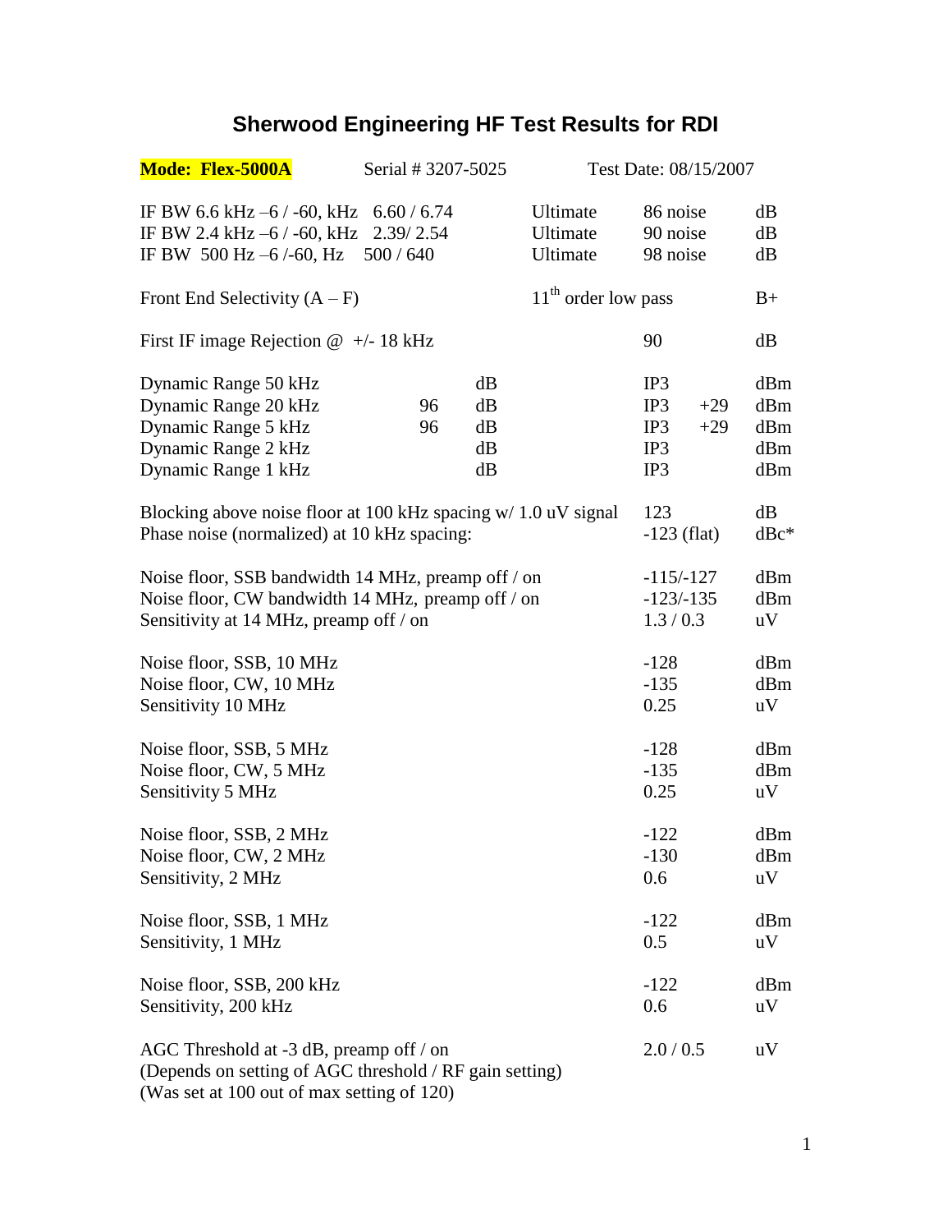# Sherwood Engineering HF Test Results for RDI

**Mode: Flex-5000A** Serial # 3207-5025 Test Date: 08/15/2007

| | | | | |
|---|---|---|---|---|
| IF BW 6.6 kHz –6 / -60, kHz | 6.60 / 6.74 | Ultimate | 86 noise | dB |
| IF BW 2.4 kHz –6 / -60, kHz | 2.39/ 2.54 | Ultimate | 90 noise | dB |
| IF BW 500 Hz –6 /-60, Hz | 500 / 640 | Ultimate | 98 noise | dB |

| | | |
|---|---|---|
| Front End Selectivity (A – F) | 11th order low pass | B+ |

| | | |
|---|---|---|
| First IF image Rejection @ +/- 18 kHz | 90 | dB |

| | | | | | |
|---|---|---|---|---|---|
| Dynamic Range 50 kHz | | dB | IP3 | | dBm |
| Dynamic Range 20 kHz | 96 | dB | IP3 | +29 | dBm |
| Dynamic Range 5 kHz | 96 | dB | IP3 | +29 | dBm |
| Dynamic Range 2 kHz | | dB | IP3 | | dBm |
| Dynamic Range 1 kHz | | dB | IP3 | | dBm |

| | | |
|---|---|---|
| Blocking above noise floor at 100 kHz spacing w/ 1.0 uV signal | 123 | dB |
| Phase noise (normalized) at 10 kHz spacing: | -123 (flat) | dBc* |

| | | |
|---|---|---|
| Noise floor, SSB bandwidth 14 MHz, preamp off / on | -115/-127 | dBm |
| Noise floor, CW bandwidth 14 MHz, preamp off / on | -123/-135 | dBm |
| Sensitivity at 14 MHz, preamp off / on | 1.3 / 0.3 | uV |
| | | |
| Noise floor, SSB, 10 MHz | -128 | dBm |
| Noise floor, CW, 10 MHz | -135 | dBm |
| Sensitivity 10 MHz | 0.25 | uV |
| | | |
| Noise floor, SSB, 5 MHz | -128 | dBm |
| Noise floor, CW, 5 MHz | -135 | dBm |
| Sensitivity 5 MHz | 0.25 | uV |
| | | |
| Noise floor, SSB, 2 MHz | -122 | dBm |
| Noise floor, CW, 2 MHz | -130 | dBm |
| Sensitivity, 2 MHz | 0.6 | uV |
| | | |
| Noise floor, SSB, 1 MHz | -122 | dBm |
| Sensitivity, 1 MHz | 0.5 | uV |
| | | |
| Noise floor, SSB, 200 kHz | -122 | dBm |
| Sensitivity, 200 kHz | 0.6 | uV |
| | | |
| AGC Threshold at -3 dB, preamp off / on | 2.0 / 0.5 | uV |

(Depends on setting of AGC threshold / RF gain setting)
(Was set at 100 out of max setting of 120)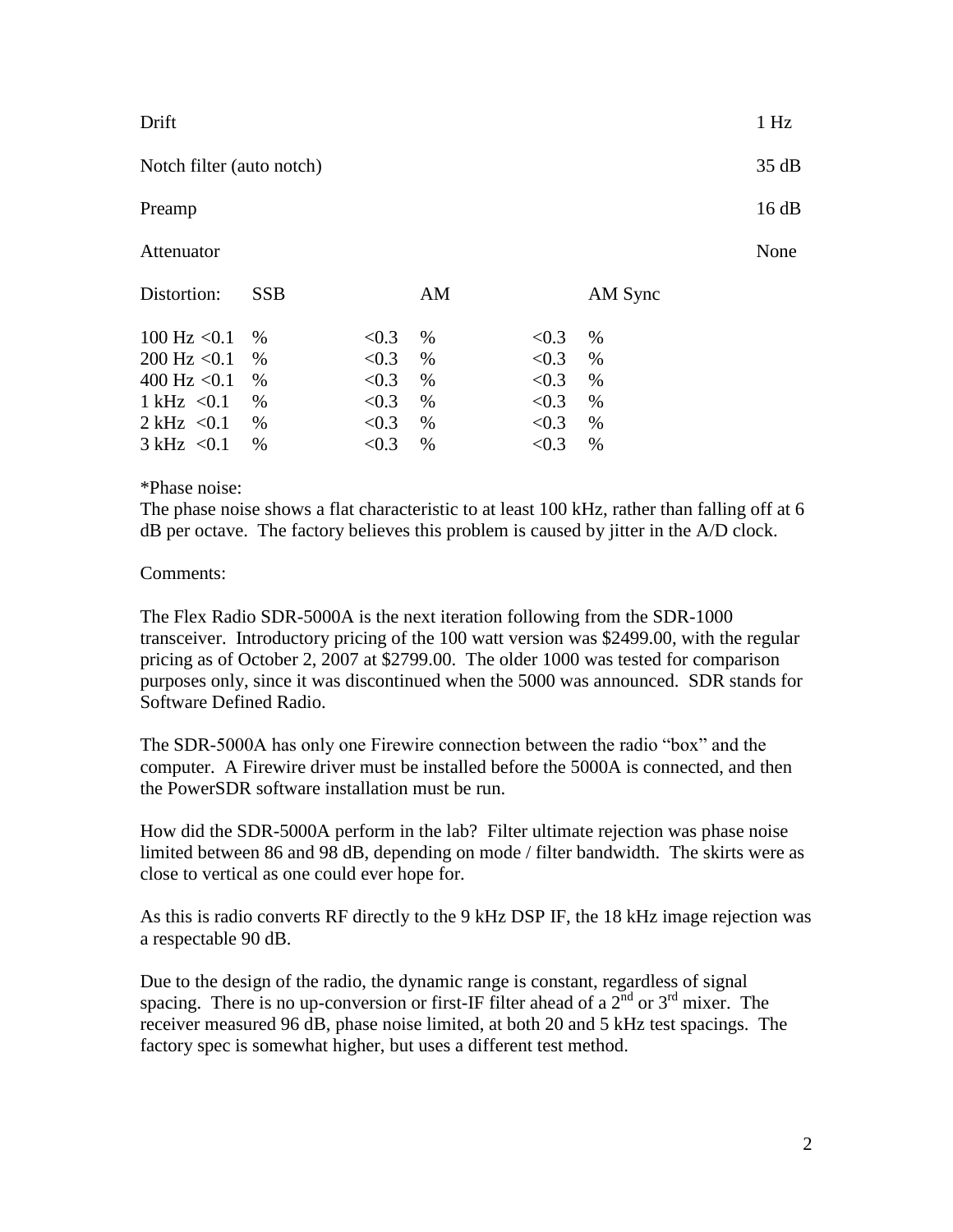| | |
|---|---|
| Drift | 1 Hz |
| Notch filter (auto notch) | 35 dB |
| Preamp | 16 dB |
| Attenuator | None |

| Distortion: | SSB | AM | AM Sync |
|---|---|---|---|
| 100 Hz | <0.1 % | <0.3 % | <0.3 % |
| 200 Hz | <0.1 % | <0.3 % | <0.3 % |
| 400 Hz | <0.1 % | <0.3 % | <0.3 % |
| 1 kHz | <0.1 % | <0.3 % | <0.3 % |
| 2 kHz | <0.1 % | <0.3 % | <0.3 % |
| 3 kHz | <0.1 % | <0.3 % | <0.3 % |

*Phase noise:
The phase noise shows a flat characteristic to at least 100 kHz, rather than falling off at 6 dB per octave. The factory believes this problem is caused by jitter in the A/D clock.

Comments:

The Flex Radio SDR-5000A is the next iteration following from the SDR-1000 transceiver. Introductory pricing of the 100 watt version was $2499.00, with the regular pricing as of October 2, 2007 at $2799.00. The older 1000 was tested for comparison purposes only, since it was discontinued when the 5000 was announced. SDR stands for Software Defined Radio.

The SDR-5000A has only one Firewire connection between the radio "box" and the computer. A Firewire driver must be installed before the 5000A is connected, and then the PowerSDR software installation must be run.

How did the SDR-5000A perform in the lab? Filter ultimate rejection was phase noise limited between 86 and 98 dB, depending on mode / filter bandwidth. The skirts were as close to vertical as one could ever hope for.

As this is radio converts RF directly to the 9 kHz DSP IF, the 18 kHz image rejection was a respectable 90 dB.

Due to the design of the radio, the dynamic range is constant, regardless of signal spacing. There is no up-conversion or first-IF filter ahead of a 2nd or 3rd mixer. The receiver measured 96 dB, phase noise limited, at both 20 and 5 kHz test spacings. The factory spec is somewhat higher, but uses a different test method.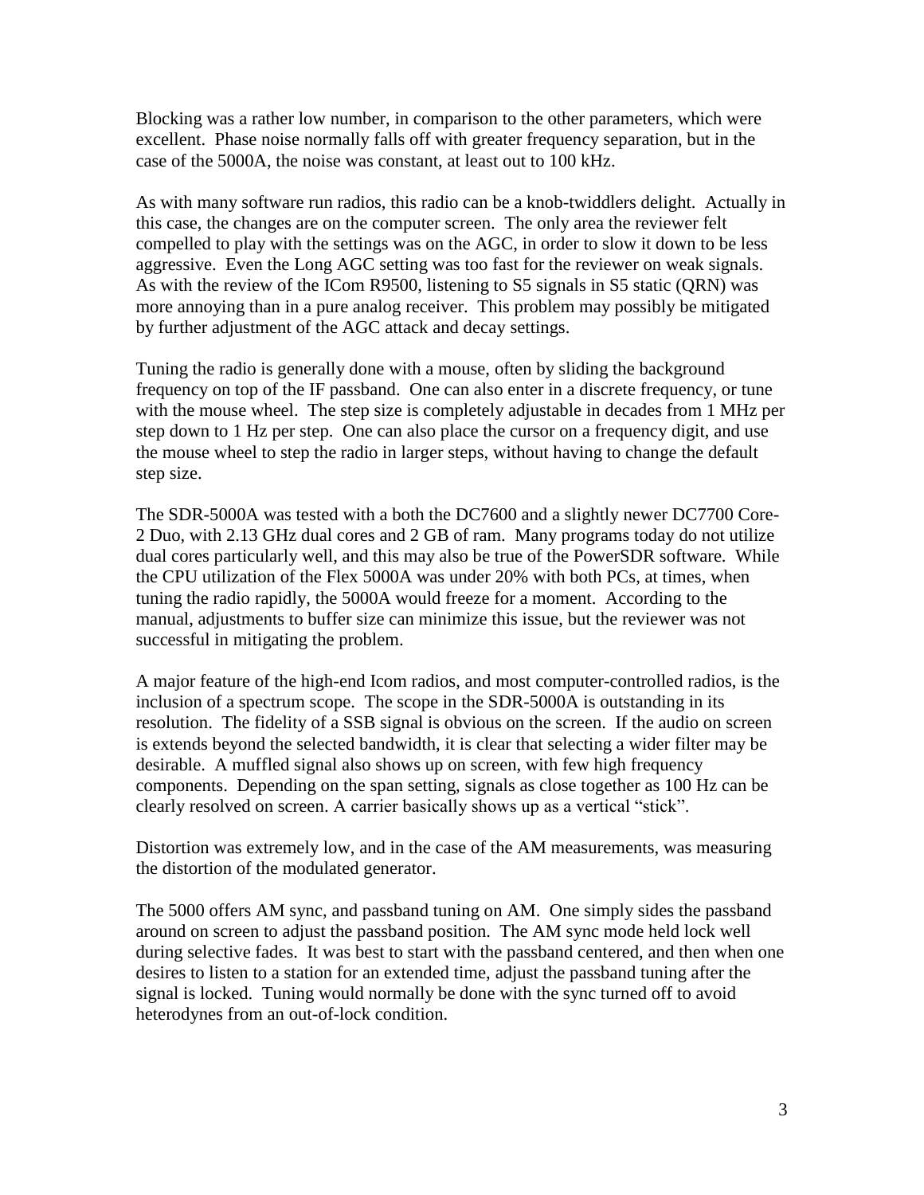Blocking was a rather low number, in comparison to the other parameters, which were excellent. Phase noise normally falls off with greater frequency separation, but in the case of the 5000A, the noise was constant, at least out to 100 kHz.

As with many software run radios, this radio can be a knob-twiddlers delight. Actually in this case, the changes are on the computer screen. The only area the reviewer felt compelled to play with the settings was on the AGC, in order to slow it down to be less aggressive. Even the Long AGC setting was too fast for the reviewer on weak signals. As with the review of the ICom R9500, listening to S5 signals in S5 static (QRN) was more annoying than in a pure analog receiver. This problem may possibly be mitigated by further adjustment of the AGC attack and decay settings.

Tuning the radio is generally done with a mouse, often by sliding the background frequency on top of the IF passband. One can also enter in a discrete frequency, or tune with the mouse wheel. The step size is completely adjustable in decades from 1 MHz per step down to 1 Hz per step. One can also place the cursor on a frequency digit, and use the mouse wheel to step the radio in larger steps, without having to change the default step size.

The SDR-5000A was tested with a both the DC7600 and a slightly newer DC7700 Core-2 Duo, with 2.13 GHz dual cores and 2 GB of ram. Many programs today do not utilize dual cores particularly well, and this may also be true of the PowerSDR software. While the CPU utilization of the Flex 5000A was under 20% with both PCs, at times, when tuning the radio rapidly, the 5000A would freeze for a moment. According to the manual, adjustments to buffer size can minimize this issue, but the reviewer was not successful in mitigating the problem.

A major feature of the high-end Icom radios, and most computer-controlled radios, is the inclusion of a spectrum scope. The scope in the SDR-5000A is outstanding in its resolution. The fidelity of a SSB signal is obvious on the screen. If the audio on screen is extends beyond the selected bandwidth, it is clear that selecting a wider filter may be desirable. A muffled signal also shows up on screen, with few high frequency components. Depending on the span setting, signals as close together as 100 Hz can be clearly resolved on screen. A carrier basically shows up as a vertical "stick".

Distortion was extremely low, and in the case of the AM measurements, was measuring the distortion of the modulated generator.

The 5000 offers AM sync, and passband tuning on AM. One simply sides the passband around on screen to adjust the passband position. The AM sync mode held lock well during selective fades. It was best to start with the passband centered, and then when one desires to listen to a station for an extended time, adjust the passband tuning after the signal is locked. Tuning would normally be done with the sync turned off to avoid heterodynes from an out-of-lock condition.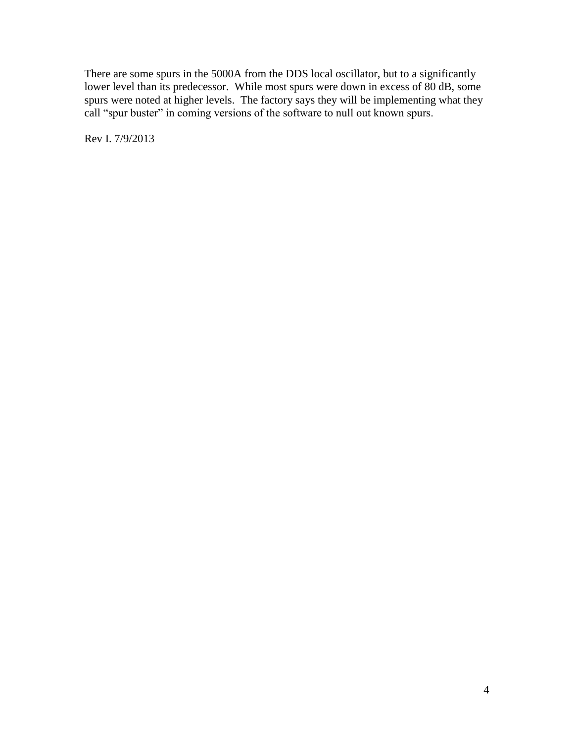There are some spurs in the 5000A from the DDS local oscillator, but to a significantly lower level than its predecessor. While most spurs were down in excess of 80 dB, some spurs were noted at higher levels. The factory says they will be implementing what they call "spur buster" in coming versions of the software to null out known spurs.

Rev I. 7/9/2013